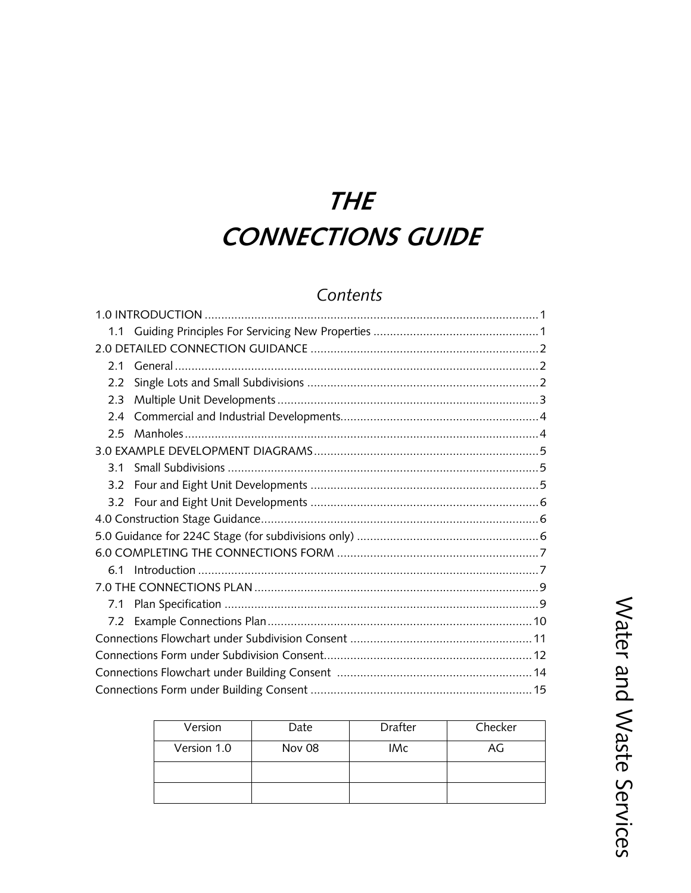# THE CONNECTIONS GUIDE

## Contents

1.0 INTRODUCTION ..... 1
- 1.1 Guiding Principles For Servicing New Properties ..... 1

2.0 DETAILED CONNECTION GUIDANCE ..... 2
- 2.1 General ..... 2
- 2.2 Single Lots and Small Subdivisions ..... 2
- 2.3 Multiple Unit Developments ..... 3
- 2.4 Commercial and Industrial Developments ..... 4
- 2.5 Manholes ..... 4

3.0 EXAMPLE DEVELOPMENT DIAGRAMS ..... 5
- 3.1 Small Subdivisions ..... 5
- 3.2 Four and Eight Unit Developments ..... 5
- 3.2 Four and Eight Unit Developments ..... 6

4.0 Construction Stage Guidance ..... 6

5.0 Guidance for 224C Stage (for subdivisions only) ..... 6

6.0 COMPLETING THE CONNECTIONS FORM ..... 7
- 6.1 Introduction ..... 7

7.0 THE CONNECTIONS PLAN ..... 9
- 7.1 Plan Specification ..... 9
- 7.2 Example Connections Plan ..... 10

Connections Flowchart under Subdivision Consent ..... 11

Connections Form under Subdivision Consent ..... 12

Connections Flowchart under Building Consent ..... 14

Connections Form under Building Consent ..... 15

| Version | Date | Drafter | Checker |
|---|---|---|---|
| Version 1.0 | Nov 08 | IMc | AG |
| | | | |
| | | | |

Water and Waste Services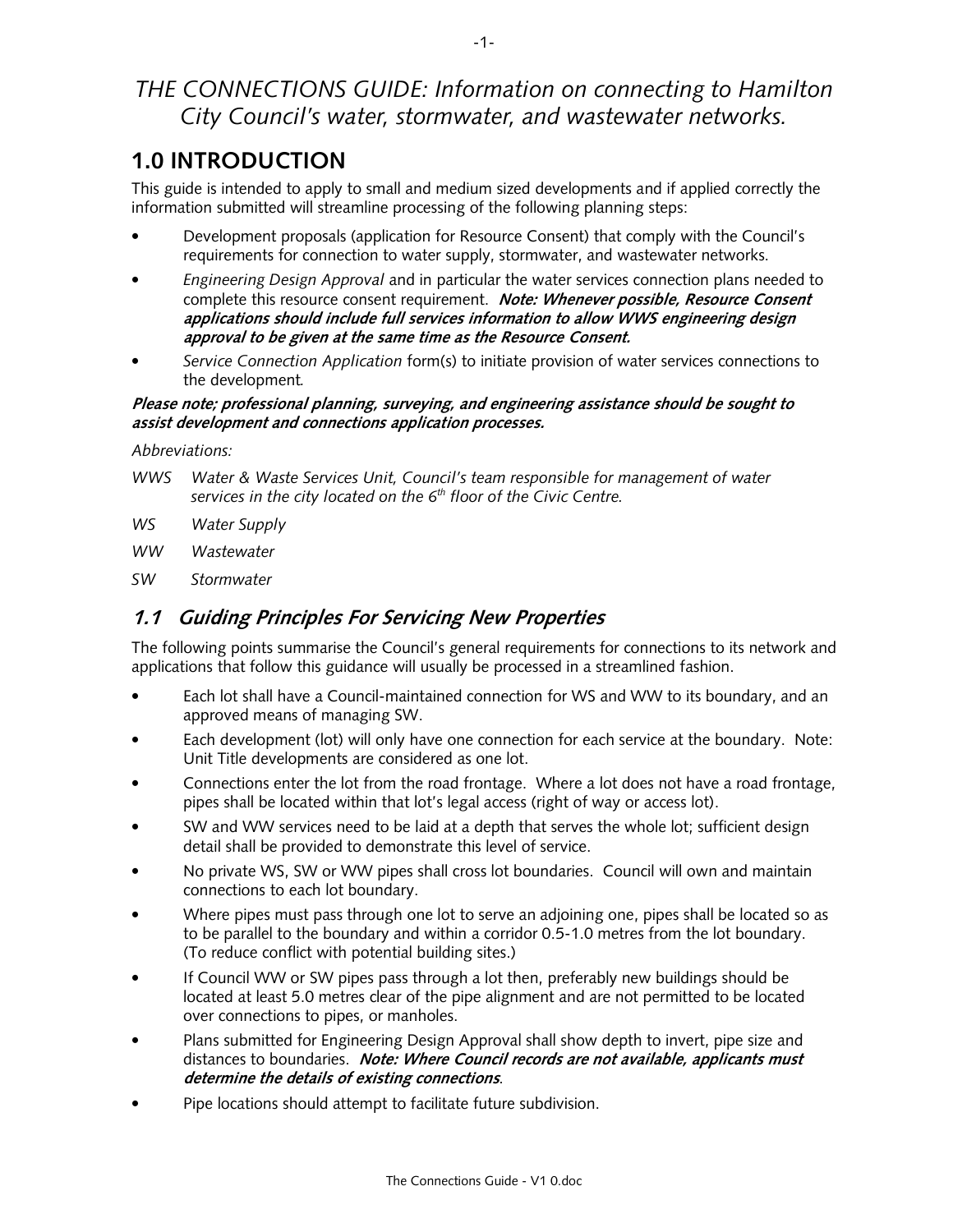*THE CONNECTIONS GUIDE: Information on connecting to Hamilton City Council's water, stormwater, and wastewater networks.*

# 1.0 INTRODUCTION

This guide is intended to apply to small and medium sized developments and if applied correctly the information submitted will streamline processing of the following planning steps:

- Development proposals (application for Resource Consent) that comply with the Council's requirements for connection to water supply, stormwater, and wastewater networks.
- *Engineering Design Approval* and in particular the water services connection plans needed to complete this resource consent requirement. ***Note: Whenever possible, Resource Consent applications should include full services information to allow WWS engineering design approval to be given at the same time as the Resource Consent.***
- *Service Connection Application* form(s) to initiate provision of water services connections to the development.

***Please note; professional planning, surveying, and engineering assistance should be sought to assist development and connections application processes.***

*Abbreviations:*

*WWS Water & Waste Services Unit, Council's team responsible for management of water services in the city located on the 6th floor of the Civic Centre.*

*WS Water Supply*

*WW Wastewater*

*SW Stormwater*

## *1.1 Guiding Principles For Servicing New Properties*

The following points summarise the Council's general requirements for connections to its network and applications that follow this guidance will usually be processed in a streamlined fashion.

- Each lot shall have a Council-maintained connection for WS and WW to its boundary, and an approved means of managing SW.
- Each development (lot) will only have one connection for each service at the boundary. Note: Unit Title developments are considered as one lot.
- Connections enter the lot from the road frontage. Where a lot does not have a road frontage, pipes shall be located within that lot's legal access (right of way or access lot).
- SW and WW services need to be laid at a depth that serves the whole lot; sufficient design detail shall be provided to demonstrate this level of service.
- No private WS, SW or WW pipes shall cross lot boundaries. Council will own and maintain connections to each lot boundary.
- Where pipes must pass through one lot to serve an adjoining one, pipes shall be located so as to be parallel to the boundary and within a corridor 0.5-1.0 metres from the lot boundary. (To reduce conflict with potential building sites.)
- If Council WW or SW pipes pass through a lot then, preferably new buildings should be located at least 5.0 metres clear of the pipe alignment and are not permitted to be located over connections to pipes, or manholes.
- Plans submitted for Engineering Design Approval shall show depth to invert, pipe size and distances to boundaries. ***Note: Where Council records are not available, applicants must determine the details of existing connections***.
- Pipe locations should attempt to facilitate future subdivision.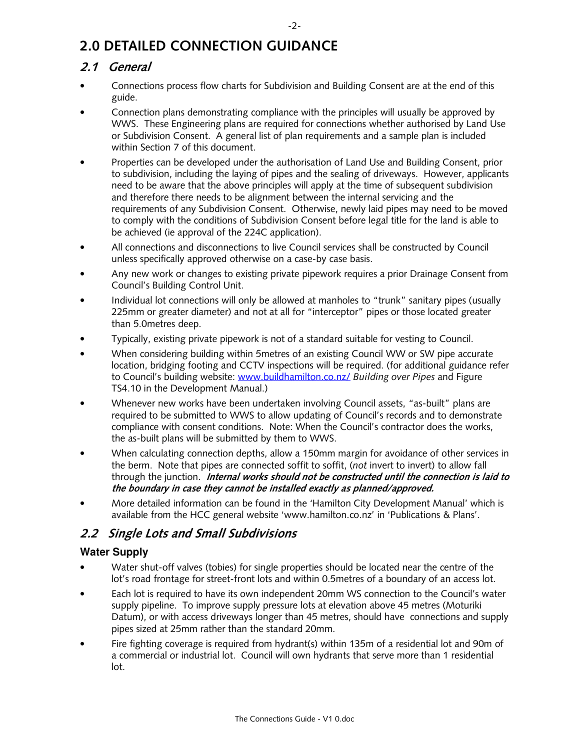# 2.0 DETAILED CONNECTION GUIDANCE

## 2.1 General

- Connections process flow charts for Subdivision and Building Consent are at the end of this guide.
- Connection plans demonstrating compliance with the principles will usually be approved by WWS. These Engineering plans are required for connections whether authorised by Land Use or Subdivision Consent. A general list of plan requirements and a sample plan is included within Section 7 of this document.
- Properties can be developed under the authorisation of Land Use and Building Consent, prior to subdivision, including the laying of pipes and the sealing of driveways. However, applicants need to be aware that the above principles will apply at the time of subsequent subdivision and therefore there needs to be alignment between the internal servicing and the requirements of any Subdivision Consent. Otherwise, newly laid pipes may need to be moved to comply with the conditions of Subdivision Consent before legal title for the land is able to be achieved (ie approval of the 224C application).
- All connections and disconnections to live Council services shall be constructed by Council unless specifically approved otherwise on a case-by case basis.
- Any new work or changes to existing private pipework requires a prior Drainage Consent from Council's Building Control Unit.
- Individual lot connections will only be allowed at manholes to "trunk" sanitary pipes (usually 225mm or greater diameter) and not at all for "interceptor" pipes or those located greater than 5.0metres deep.
- Typically, existing private pipework is not of a standard suitable for vesting to Council.
- When considering building within 5metres of an existing Council WW or SW pipe accurate location, bridging footing and CCTV inspections will be required. (for additional guidance refer to Council's building website: [www.buildhamilton.co.nz/](www.buildhamilton.co.nz/) *Building over Pipes* and Figure TS4.10 in the Development Manual.)
- Whenever new works have been undertaken involving Council assets, "as-built" plans are required to be submitted to WWS to allow updating of Council's records and to demonstrate compliance with consent conditions. Note: When the Council's contractor does the works, the as-built plans will be submitted by them to WWS.
- When calculating connection depths, allow a 150mm margin for avoidance of other services in the berm. Note that pipes are connected soffit to soffit, (*not* invert to invert) to allow fall through the junction. ***Internal works should not be constructed until the connection is laid to the boundary in case they cannot be installed exactly as planned/approved.***
- More detailed information can be found in the 'Hamilton City Development Manual' which is available from the HCC general website 'www.hamilton.co.nz' in 'Publications & Plans'.

## 2.2 Single Lots and Small Subdivisions

### Water Supply

- Water shut-off valves (tobies) for single properties should be located near the centre of the lot's road frontage for street-front lots and within 0.5metres of a boundary of an access lot.
- Each lot is required to have its own independent 20mm WS connection to the Council's water supply pipeline. To improve supply pressure lots at elevation above 45 metres (Moturiki Datum), or with access driveways longer than 45 metres, should have connections and supply pipes sized at 25mm rather than the standard 20mm.
- Fire fighting coverage is required from hydrant(s) within 135m of a residential lot and 90m of a commercial or industrial lot. Council will own hydrants that serve more than 1 residential lot.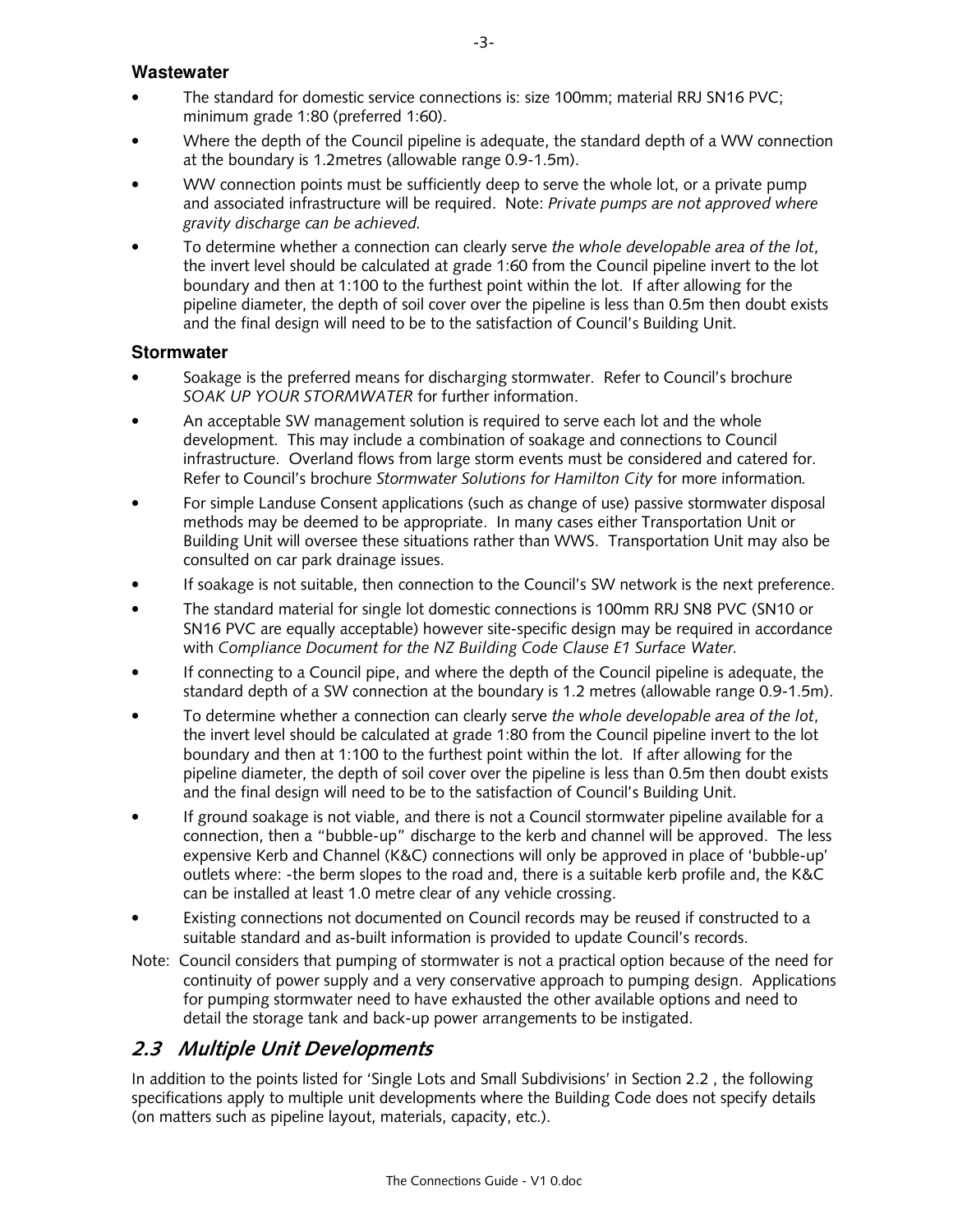### Wastewater

- The standard for domestic service connections is: size 100mm; material RRJ SN16 PVC; minimum grade 1:80 (preferred 1:60).
- Where the depth of the Council pipeline is adequate, the standard depth of a WW connection at the boundary is 1.2metres (allowable range 0.9-1.5m).
- WW connection points must be sufficiently deep to serve the whole lot, or a private pump and associated infrastructure will be required. Note: *Private pumps are not approved where gravity discharge can be achieved.*
- To determine whether a connection can clearly serve *the whole developable area of the lot*, the invert level should be calculated at grade 1:60 from the Council pipeline invert to the lot boundary and then at 1:100 to the furthest point within the lot. If after allowing for the pipeline diameter, the depth of soil cover over the pipeline is less than 0.5m then doubt exists and the final design will need to be to the satisfaction of Council's Building Unit.

### Stormwater

- Soakage is the preferred means for discharging stormwater. Refer to Council's brochure *SOAK UP YOUR STORMWATER* for further information.
- An acceptable SW management solution is required to serve each lot and the whole development. This may include a combination of soakage and connections to Council infrastructure. Overland flows from large storm events must be considered and catered for. Refer to Council's brochure *Stormwater Solutions for Hamilton City* for more information.
- For simple Landuse Consent applications (such as change of use) passive stormwater disposal methods may be deemed to be appropriate. In many cases either Transportation Unit or Building Unit will oversee these situations rather than WWS. Transportation Unit may also be consulted on car park drainage issues.
- If soakage is not suitable, then connection to the Council's SW network is the next preference.
- The standard material for single lot domestic connections is 100mm RRJ SN8 PVC (SN10 or SN16 PVC are equally acceptable) however site-specific design may be required in accordance with *Compliance Document for the NZ Building Code Clause E1 Surface Water.*
- If connecting to a Council pipe, and where the depth of the Council pipeline is adequate, the standard depth of a SW connection at the boundary is 1.2 metres (allowable range 0.9-1.5m).
- To determine whether a connection can clearly serve *the whole developable area of the lot*, the invert level should be calculated at grade 1:80 from the Council pipeline invert to the lot boundary and then at 1:100 to the furthest point within the lot. If after allowing for the pipeline diameter, the depth of soil cover over the pipeline is less than 0.5m then doubt exists and the final design will need to be to the satisfaction of Council's Building Unit.
- If ground soakage is not viable, and there is not a Council stormwater pipeline available for a connection, then a "bubble-up" discharge to the kerb and channel will be approved. The less expensive Kerb and Channel (K&C) connections will only be approved in place of 'bubble-up' outlets where: -the berm slopes to the road and, there is a suitable kerb profile and, the K&C can be installed at least 1.0 metre clear of any vehicle crossing.
- Existing connections not documented on Council records may be reused if constructed to a suitable standard and as-built information is provided to update Council's records.

Note: Council considers that pumping of stormwater is not a practical option because of the need for continuity of power supply and a very conservative approach to pumping design. Applications for pumping stormwater need to have exhausted the other available options and need to detail the storage tank and back-up power arrangements to be instigated.

## 2.3 Multiple Unit Developments

In addition to the points listed for 'Single Lots and Small Subdivisions' in Section 2.2 , the following specifications apply to multiple unit developments where the Building Code does not specify details (on matters such as pipeline layout, materials, capacity, etc.).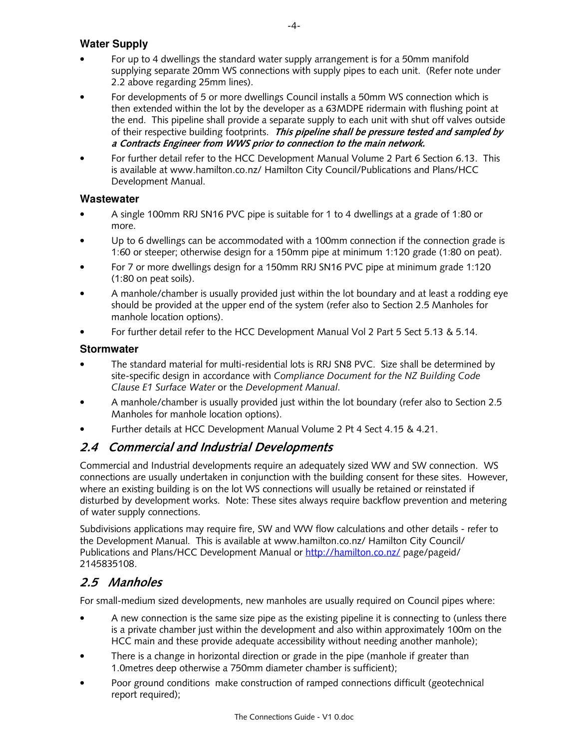### Water Supply

- For up to 4 dwellings the standard water supply arrangement is for a 50mm manifold supplying separate 20mm WS connections with supply pipes to each unit. (Refer note under 2.2 above regarding 25mm lines).
- For developments of 5 or more dwellings Council installs a 50mm WS connection which is then extended within the lot by the developer as a 63MDPE ridermain with flushing point at the end. This pipeline shall provide a separate supply to each unit with shut off valves outside of their respective building footprints. ***This pipeline shall be pressure tested and sampled by a Contracts Engineer from WWS prior to connection to the main network.***
- For further detail refer to the HCC Development Manual Volume 2 Part 6 Section 6.13. This is available at www.hamilton.co.nz/ Hamilton City Council/Publications and Plans/HCC Development Manual.

### Wastewater

- A single 100mm RRJ SN16 PVC pipe is suitable for 1 to 4 dwellings at a grade of 1:80 or more.
- Up to 6 dwellings can be accommodated with a 100mm connection if the connection grade is 1:60 or steeper; otherwise design for a 150mm pipe at minimum 1:120 grade (1:80 on peat).
- For 7 or more dwellings design for a 150mm RRJ SN16 PVC pipe at minimum grade 1:120 (1:80 on peat soils).
- A manhole/chamber is usually provided just within the lot boundary and at least a rodding eye should be provided at the upper end of the system (refer also to Section 2.5 Manholes for manhole location options).
- For further detail refer to the HCC Development Manual Vol 2 Part 5 Sect 5.13 & 5.14.

### Stormwater

- The standard material for multi-residential lots is RRJ SN8 PVC. Size shall be determined by site-specific design in accordance with *Compliance Document for the NZ Building Code Clause E1 Surface Water* or the *Development Manual*.
- A manhole/chamber is usually provided just within the lot boundary (refer also to Section 2.5 Manholes for manhole location options).
- Further details at HCC Development Manual Volume 2 Pt 4 Sect 4.15 & 4.21.

## 2.4 Commercial and Industrial Developments

Commercial and Industrial developments require an adequately sized WW and SW connection. WS connections are usually undertaken in conjunction with the building consent for these sites. However, where an existing building is on the lot WS connections will usually be retained or reinstated if disturbed by development works. Note: These sites always require backflow prevention and metering of water supply connections.

Subdivisions applications may require fire, SW and WW flow calculations and other details - refer to the Development Manual. This is available at www.hamilton.co.nz/ Hamilton City Council/ Publications and Plans/HCC Development Manual or http://hamilton.co.nz/ page/pageid/ 2145835108.

## 2.5 Manholes

For small-medium sized developments, new manholes are usually required on Council pipes where:

- A new connection is the same size pipe as the existing pipeline it is connecting to (unless there is a private chamber just within the development and also within approximately 100m on the HCC main and these provide adequate accessibility without needing another manhole);
- There is a change in horizontal direction or grade in the pipe (manhole if greater than 1.0metres deep otherwise a 750mm diameter chamber is sufficient);
- Poor ground conditions make construction of ramped connections difficult (geotechnical report required);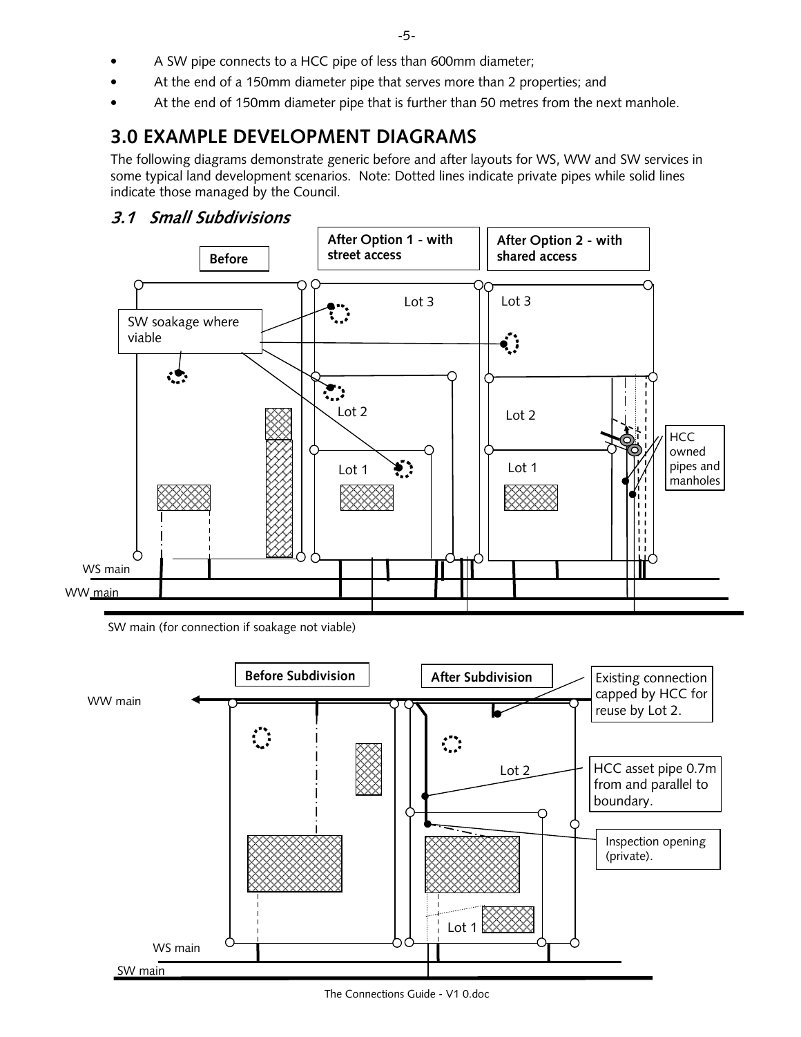- A SW pipe connects to a HCC pipe of less than 600mm diameter;
- At the end of a 150mm diameter pipe that serves more than 2 properties; and
- At the end of 150mm diameter pipe that is further than 50 metres from the next manhole.

## 3.0 EXAMPLE DEVELOPMENT DIAGRAMS

The following diagrams demonstrate generic before and after layouts for WS, WW and SW services in some typical land development scenarios. Note: Dotted lines indicate private pipes while solid lines indicate those managed by the Council.

### *3.1 Small Subdivisions*

**Before**

**After Option 1 - with street access**

**After Option 2 - with shared access**

SW soakage where viable

Lot 3

Lot 2

Lot 1

Lot 3

Lot 2

Lot 1

HCC owned pipes and manholes

WS main

WW main

SW main (for connection if soakage not viable)

**Before Subdivision**

**After Subdivision**

WW main

Existing connection capped by HCC for reuse by Lot 2.

Lot 2

HCC asset pipe 0.7m from and parallel to boundary.

Inspection opening (private).

Lot 1

WS main

SW main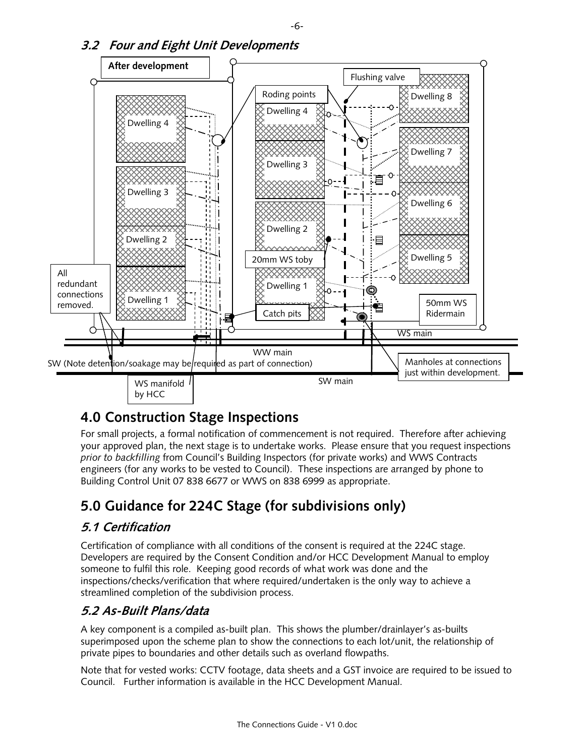### 3.2 *Four and Eight Unit Developments*

After development

Flushing valve

Roding points

Dwelling 4

Dwelling 3

Dwelling 2

Dwelling 1

Dwelling 4

Dwelling 3

Dwelling 2

Dwelling 1

Dwelling 8

Dwelling 7

Dwelling 6

Dwelling 5

20mm WS toby

Catch pits

50mm WS Ridermain

All redundant connections removed.

WS main

WW main

SW (Note detention/soakage may be required as part of connection)

SW main

Manholes at connections just within development.

WS manifold by HCC

## 4.0 Construction Stage Inspections

For small projects, a formal notification of commencement is not required. Therefore after achieving your approved plan, the next stage is to undertake works. Please ensure that you request inspections *prior to backfilling* from Council's Building Inspectors (for private works) and WWS Contracts engineers (for any works to be vested to Council). These inspections are arranged by phone to Building Control Unit 07 838 6677 or WWS on 838 6999 as appropriate.

## 5.0 Guidance for 224C Stage (for subdivisions only)

### *5.1 Certification*

Certification of compliance with all conditions of the consent is required at the 224C stage. Developers are required by the Consent Condition and/or HCC Development Manual to employ someone to fulfil this role. Keeping good records of what work was done and the inspections/checks/verification that where required/undertaken is the only way to achieve a streamlined completion of the subdivision process.

### *5.2 As-Built Plans/data*

A key component is a compiled as-built plan. This shows the plumber/drainlayer's as-builts superimposed upon the scheme plan to show the connections to each lot/unit, the relationship of private pipes to boundaries and other details such as overland flowpaths.

Note that for vested works: CCTV footage, data sheets and a GST invoice are required to be issued to Council. Further information is available in the HCC Development Manual.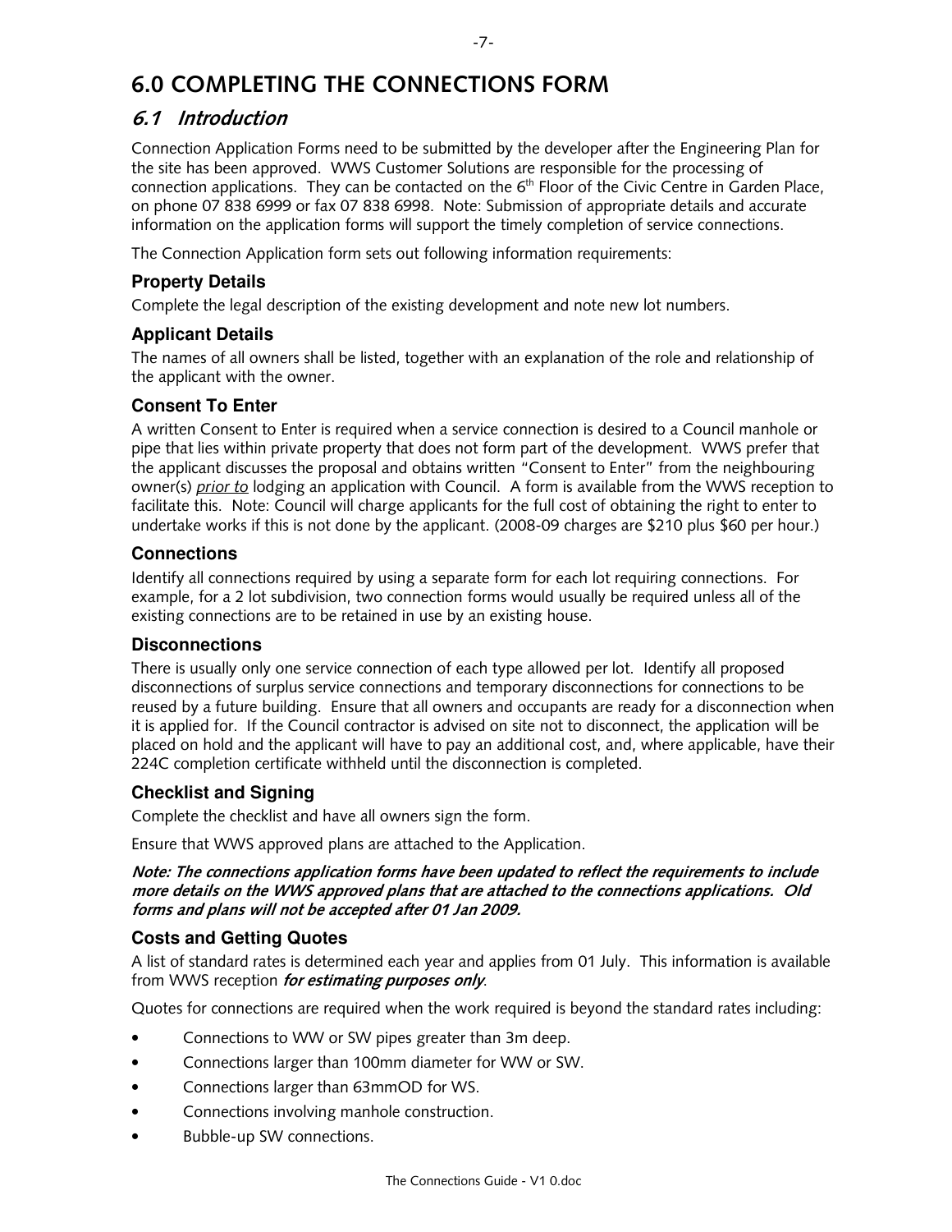# 6.0 COMPLETING THE CONNECTIONS FORM

## *6.1 Introduction*

Connection Application Forms need to be submitted by the developer after the Engineering Plan for the site has been approved. WWS Customer Solutions are responsible for the processing of connection applications. They can be contacted on the 6th Floor of the Civic Centre in Garden Place, on phone 07 838 6999 or fax 07 838 6998. Note: Submission of appropriate details and accurate information on the application forms will support the timely completion of service connections.

The Connection Application form sets out following information requirements:

### Property Details

Complete the legal description of the existing development and note new lot numbers.

### Applicant Details

The names of all owners shall be listed, together with an explanation of the role and relationship of the applicant with the owner.

### Consent To Enter

A written Consent to Enter is required when a service connection is desired to a Council manhole or pipe that lies within private property that does not form part of the development. WWS prefer that the applicant discusses the proposal and obtains written "Consent to Enter" from the neighbouring owner(s) *prior to* lodging an application with Council. A form is available from the WWS reception to facilitate this. Note: Council will charge applicants for the full cost of obtaining the right to enter to undertake works if this is not done by the applicant. (2008-09 charges are $210 plus $60 per hour.)

### Connections

Identify all connections required by using a separate form for each lot requiring connections. For example, for a 2 lot subdivision, two connection forms would usually be required unless all of the existing connections are to be retained in use by an existing house.

### Disconnections

There is usually only one service connection of each type allowed per lot. Identify all proposed disconnections of surplus service connections and temporary disconnections for connections to be reused by a future building. Ensure that all owners and occupants are ready for a disconnection when it is applied for. If the Council contractor is advised on site not to disconnect, the application will be placed on hold and the applicant will have to pay an additional cost, and, where applicable, have their 224C completion certificate withheld until the disconnection is completed.

### Checklist and Signing

Complete the checklist and have all owners sign the form.

Ensure that WWS approved plans are attached to the Application.

***Note: The connections application forms have been updated to reflect the requirements to include more details on the WWS approved plans that are attached to the connections applications. Old forms and plans will not be accepted after 01 Jan 2009.***

### Costs and Getting Quotes

A list of standard rates is determined each year and applies from 01 July. This information is available from WWS reception ***for estimating purposes only***.

Quotes for connections are required when the work required is beyond the standard rates including:

- Connections to WW or SW pipes greater than 3m deep.
- Connections larger than 100mm diameter for WW or SW.
- Connections larger than 63mmOD for WS.
- Connections involving manhole construction.
- Bubble-up SW connections.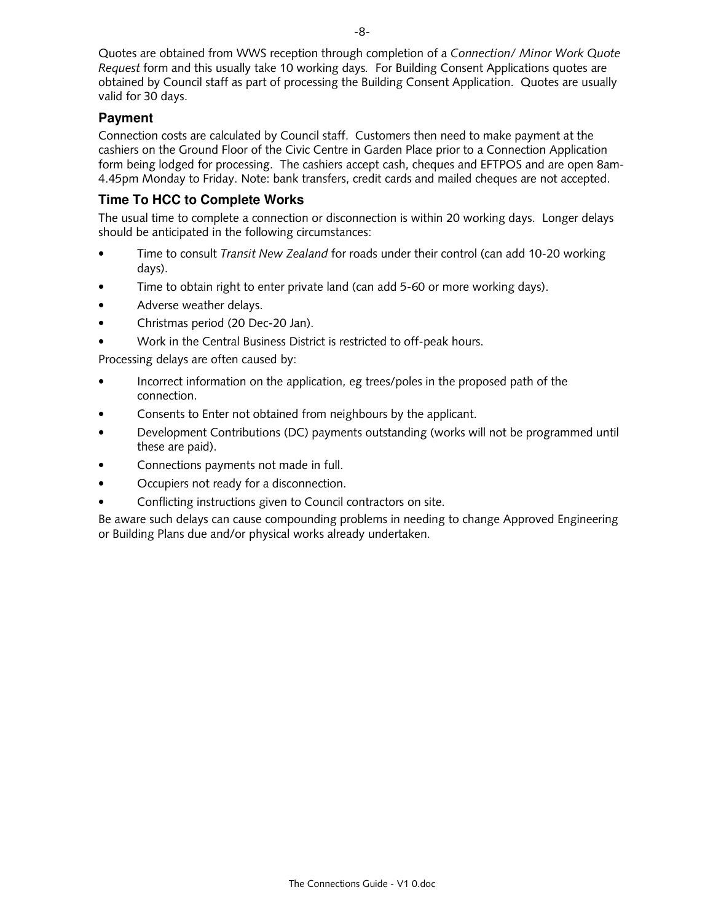Quotes are obtained from WWS reception through completion of a *Connection/ Minor Work Quote Request* form and this usually take 10 working days. For Building Consent Applications quotes are obtained by Council staff as part of processing the Building Consent Application. Quotes are usually valid for 30 days.

### Payment

Connection costs are calculated by Council staff. Customers then need to make payment at the cashiers on the Ground Floor of the Civic Centre in Garden Place prior to a Connection Application form being lodged for processing. The cashiers accept cash, cheques and EFTPOS and are open 8am-4.45pm Monday to Friday. Note: bank transfers, credit cards and mailed cheques are not accepted.

### Time To HCC to Complete Works

The usual time to complete a connection or disconnection is within 20 working days. Longer delays should be anticipated in the following circumstances:

- Time to consult *Transit New Zealand* for roads under their control (can add 10-20 working days).
- Time to obtain right to enter private land (can add 5-60 or more working days).
- Adverse weather delays.
- Christmas period (20 Dec-20 Jan).
- Work in the Central Business District is restricted to off-peak hours.

Processing delays are often caused by:

- Incorrect information on the application, eg trees/poles in the proposed path of the connection.
- Consents to Enter not obtained from neighbours by the applicant.
- Development Contributions (DC) payments outstanding (works will not be programmed until these are paid).
- Connections payments not made in full.
- Occupiers not ready for a disconnection.
- Conflicting instructions given to Council contractors on site.

Be aware such delays can cause compounding problems in needing to change Approved Engineering or Building Plans due and/or physical works already undertaken.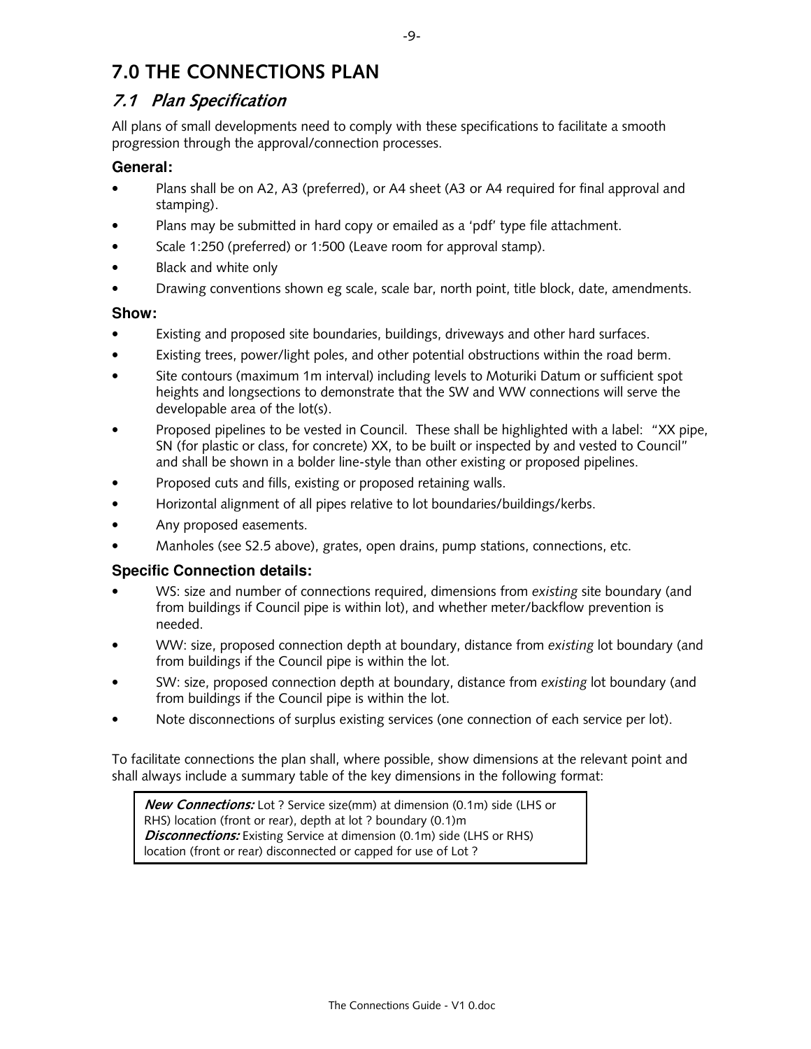# 7.0 THE CONNECTIONS PLAN

## *7.1 Plan Specification*

All plans of small developments need to comply with these specifications to facilitate a smooth progression through the approval/connection processes.

### General:

- Plans shall be on A2, A3 (preferred), or A4 sheet (A3 or A4 required for final approval and stamping).
- Plans may be submitted in hard copy or emailed as a 'pdf' type file attachment.
- Scale 1:250 (preferred) or 1:500 (Leave room for approval stamp).
- Black and white only
- Drawing conventions shown eg scale, scale bar, north point, title block, date, amendments.

### Show:

- Existing and proposed site boundaries, buildings, driveways and other hard surfaces.
- Existing trees, power/light poles, and other potential obstructions within the road berm.
- Site contours (maximum 1m interval) including levels to Moturiki Datum or sufficient spot heights and longsections to demonstrate that the SW and WW connections will serve the developable area of the lot(s).
- Proposed pipelines to be vested in Council. These shall be highlighted with a label: "XX pipe, SN (for plastic or class, for concrete) XX, to be built or inspected by and vested to Council" and shall be shown in a bolder line-style than other existing or proposed pipelines.
- Proposed cuts and fills, existing or proposed retaining walls.
- Horizontal alignment of all pipes relative to lot boundaries/buildings/kerbs.
- Any proposed easements.
- Manholes (see S2.5 above), grates, open drains, pump stations, connections, etc.

### Specific Connection details:

- WS: size and number of connections required, dimensions from *existing* site boundary (and from buildings if Council pipe is within lot), and whether meter/backflow prevention is needed.
- WW: size, proposed connection depth at boundary, distance from *existing* lot boundary (and from buildings if the Council pipe is within the lot.
- SW: size, proposed connection depth at boundary, distance from *existing* lot boundary (and from buildings if the Council pipe is within the lot.
- Note disconnections of surplus existing services (one connection of each service per lot).

To facilitate connections the plan shall, where possible, show dimensions at the relevant point and shall always include a summary table of the key dimensions in the following format:

> ***New Connections:*** Lot ? Service size(mm) at dimension (0.1m) side (LHS or RHS) location (front or rear), depth at lot ? boundary (0.1)m
> ***Disconnections:*** Existing Service at dimension (0.1m) side (LHS or RHS) location (front or rear) disconnected or capped for use of Lot ?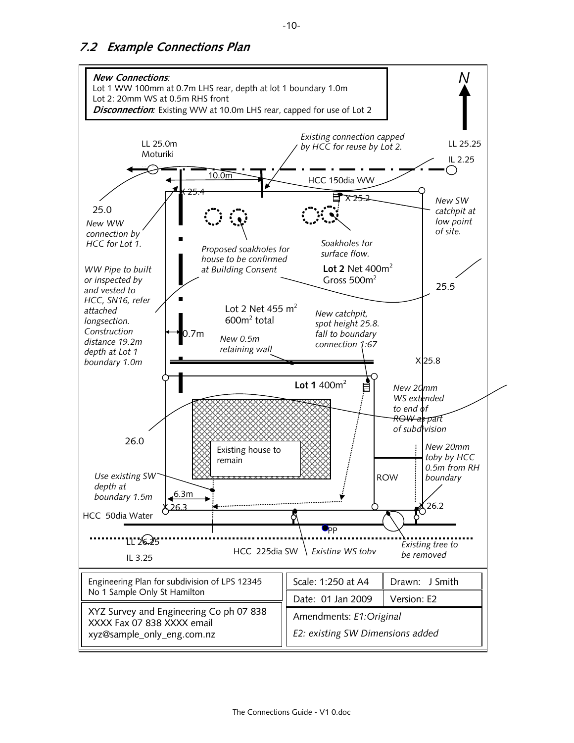## 7.2 Example Connections Plan

***New Connections***:
Lot 1 WW 100mm at 0.7m LHS rear, depth at lot 1 boundary 1.0m
Lot 2: 20mm WS at 0.5m RHS front
***Disconnection***: Existing WW at 10.0m LHS rear, capped for use of Lot 2

N

LL 25.0m
Moturiki

*Existing connection capped by HCC for reuse by Lot 2.*

LL 25.25
IL 2.25

10.0m

HCC 150dia WW

X 25.4

X 25.2

25.0

*New SW catchpit at low point of site.*

*New WW connection by HCC for Lot 1.*

*Proposed soakholes for house to be confirmed at Building Consent*

*Soakholes for surface flow.*

**Lot 2** Net 400m²
Gross 500m²

*WW Pipe to built or inspected by and vested to HCC, SN16, refer attached longsection. Construction distance 19.2m depth at Lot 1 boundary 1.0m*

25.5

Lot 2 Net 455 m²
600m² total

*New catchpit, spot height 25.8. fall to boundary connection 1:67*

0.7m

*New 0.5m retaining wall*

X 25.8

**Lot 1** 400m²

*New 20mm WS extended to end of ROW as part of subdivision*

26.0

Existing house to remain

*New 20mm toby by HCC 0.5m from RH boundary*

*Use existing SW depth at boundary 1.5m*

ROW

6.3m

X 26.3

X 26.2

HCC 50dia Water

PP

LL 26.25
IL 3.25

HCC 225dia SW

*Existing WS toby*

*Existing tree to be removed*

| | | |
|---|---|---|
| Engineering Plan for subdivision of LPS 12345 No 1 Sample Only St Hamilton | Scale: 1:250 at A4 | Drawn: J Smith |
| | Date: 01 Jan 2009 | Version: E2 |
| XYZ Survey and Engineering Co ph 07 838 XXXX Fax 07 838 XXXX email xyz@sample_only_eng.com.nz | Amendments: *E1:Original* | |
| | *E2: existing SW Dimensions added* | |